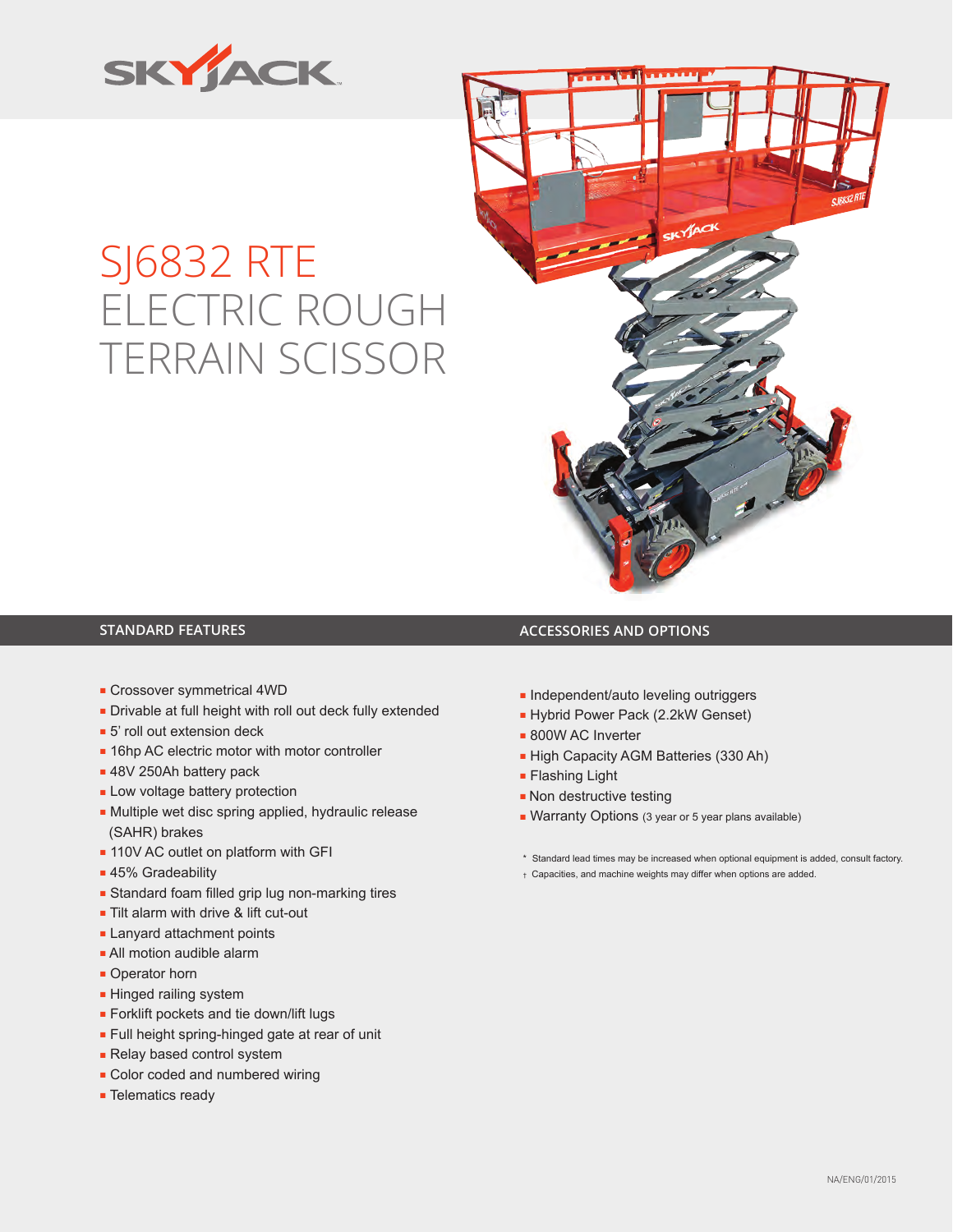SKYJACK

# SJ6832 RTE ELECTRIC ROUGH TERRAIN SCISSOR

## STANDARD FEATURES

- Crossover symmetrical 4WD
- Drivable at full height with roll out deck fully extended
- 5' roll out extension deck
- 16hp AC electric motor with motor controller
- 48V 250Ah battery pack
- Low voltage battery protection
- Multiple wet disc spring applied, hydraulic release (SAHR) brakes
- 110V AC outlet on platform with GFI
- 45% Gradeability
- Standard foam filled grip lug non-marking tires
- Tilt alarm with drive & lift cut-out
- Lanyard attachment points
- All motion audible alarm
- Operator horn
- Hinged railing system
- Forklift pockets and tie down/lift lugs
- Full height spring-hinged gate at rear of unit
- Relay based control system
- Color coded and numbered wiring
- Telematics ready

## ACCESSORIES AND OPTIONS

- Independent/auto leveling outriggers
- Hybrid Power Pack (2.2kW Genset)
- 800W AC Inverter
- High Capacity AGM Batteries (330 Ah)
- Flashing Light
- Non destructive testing
- Warranty Options (3 year or 5 year plans available)

\* Standard lead times may be increased when optional equipment is added, consult factory.

† Capacities, and machine weights may differ when options are added.

NA/ENG/01/2015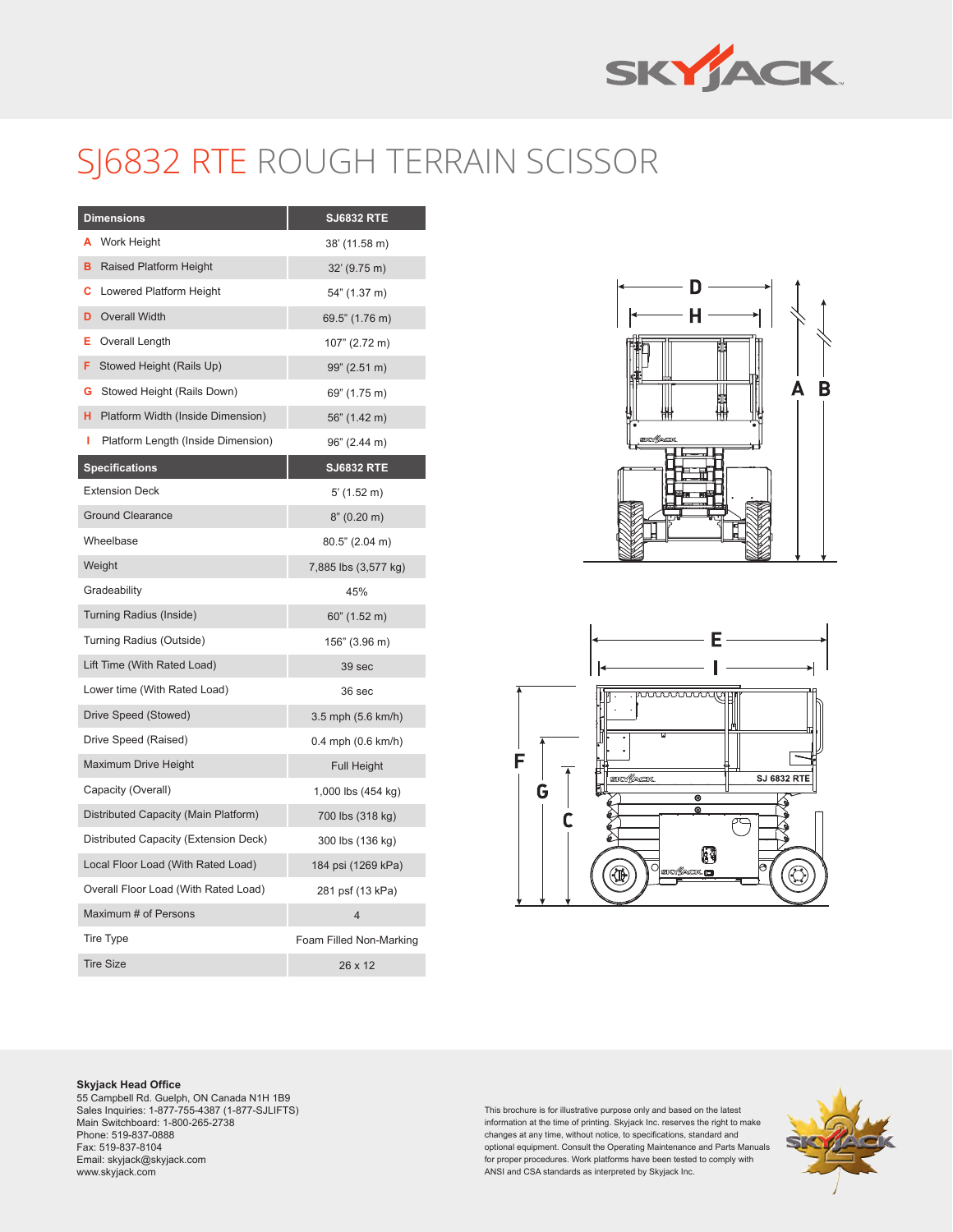# SJ6832 RTE ROUGH TERRAIN SCISSOR

| Dimensions | SJ6832 RTE |
|---|---|
| A Work Height | 38' (11.58 m) |
| B Raised Platform Height | 32' (9.75 m) |
| C Lowered Platform Height | 54" (1.37 m) |
| D Overall Width | 69.5" (1.76 m) |
| E Overall Length | 107" (2.72 m) |
| F Stowed Height (Rails Up) | 99" (2.51 m) |
| G Stowed Height (Rails Down) | 69" (1.75 m) |
| H Platform Width (Inside Dimension) | 56" (1.42 m) |
| I Platform Length (Inside Dimension) | 96" (2.44 m) |

| Specifications | SJ6832 RTE |
|---|---|
| Extension Deck | 5' (1.52 m) |
| Ground Clearance | 8" (0.20 m) |
| Wheelbase | 80.5" (2.04 m) |
| Weight | 7,885 lbs (3,577 kg) |
| Gradeability | 45% |
| Turning Radius (Inside) | 60" (1.52 m) |
| Turning Radius (Outside) | 156" (3.96 m) |
| Lift Time (With Rated Load) | 39 sec |
| Lower time (With Rated Load) | 36 sec |
| Drive Speed (Stowed) | 3.5 mph (5.6 km/h) |
| Drive Speed (Raised) | 0.4 mph (0.6 km/h) |
| Maximum Drive Height | Full Height |
| Capacity (Overall) | 1,000 lbs (454 kg) |
| Distributed Capacity (Main Platform) | 700 lbs (318 kg) |
| Distributed Capacity (Extension Deck) | 300 lbs (136 kg) |
| Local Floor Load (With Rated Load) | 184 psi (1269 kPa) |
| Overall Floor Load (With Rated Load) | 281 psf (13 kPa) |
| Maximum # of Persons | 4 |
| Tire Type | Foam Filled Non-Marking |
| Tire Size | 26 x 12 |

**Skyjack Head Office**
55 Campbell Rd. Guelph, ON Canada N1H 1B9
Sales Inquiries: 1-877-755-4387 (1-877-SJLIFTS)
Main Switchboard: 1-800-265-2738
Phone: 519-837-0888
Fax: 519-837-8104
Email: skyjack@skyjack.com
www.skyjack.com

This brochure is for illustrative purpose only and based on the latest information at the time of printing. Skyjack Inc. reserves the right to make changes at any time, without notice, to specifications, standard and optional equipment. Consult the Operating Maintenance and Parts Manuals for proper procedures. Work platforms have been tested to comply with ANSI and CSA standards as interpreted by Skyjack Inc.